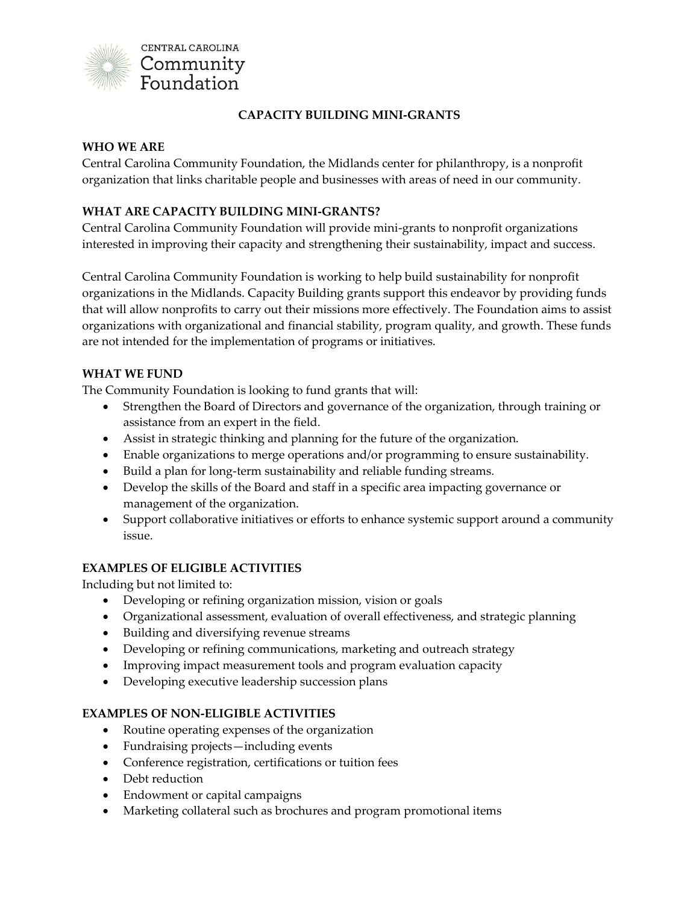CENTRAL CAROLINA
Community
Foundation

# CAPACITY BUILDING MINI-GRANTS

## WHO WE ARE

Central Carolina Community Foundation, the Midlands center for philanthropy, is a nonprofit organization that links charitable people and businesses with areas of need in our community.

## WHAT ARE CAPACITY BUILDING MINI-GRANTS?

Central Carolina Community Foundation will provide mini-grants to nonprofit organizations interested in improving their capacity and strengthening their sustainability, impact and success.

Central Carolina Community Foundation is working to help build sustainability for nonprofit organizations in the Midlands. Capacity Building grants support this endeavor by providing funds that will allow nonprofits to carry out their missions more effectively. The Foundation aims to assist organizations with organizational and financial stability, program quality, and growth. These funds are not intended for the implementation of programs or initiatives.

## WHAT WE FUND

The Community Foundation is looking to fund grants that will:

- Strengthen the Board of Directors and governance of the organization, through training or assistance from an expert in the field.
- Assist in strategic thinking and planning for the future of the organization.
- Enable organizations to merge operations and/or programming to ensure sustainability.
- Build a plan for long-term sustainability and reliable funding streams.
- Develop the skills of the Board and staff in a specific area impacting governance or management of the organization.
- Support collaborative initiatives or efforts to enhance systemic support around a community issue.

## EXAMPLES OF ELIGIBLE ACTIVITIES

Including but not limited to:

- Developing or refining organization mission, vision or goals
- Organizational assessment, evaluation of overall effectiveness, and strategic planning
- Building and diversifying revenue streams
- Developing or refining communications, marketing and outreach strategy
- Improving impact measurement tools and program evaluation capacity
- Developing executive leadership succession plans

## EXAMPLES OF NON-ELIGIBLE ACTIVITIES

- Routine operating expenses of the organization
- Fundraising projects—including events
- Conference registration, certifications or tuition fees
- Debt reduction
- Endowment or capital campaigns
- Marketing collateral such as brochures and program promotional items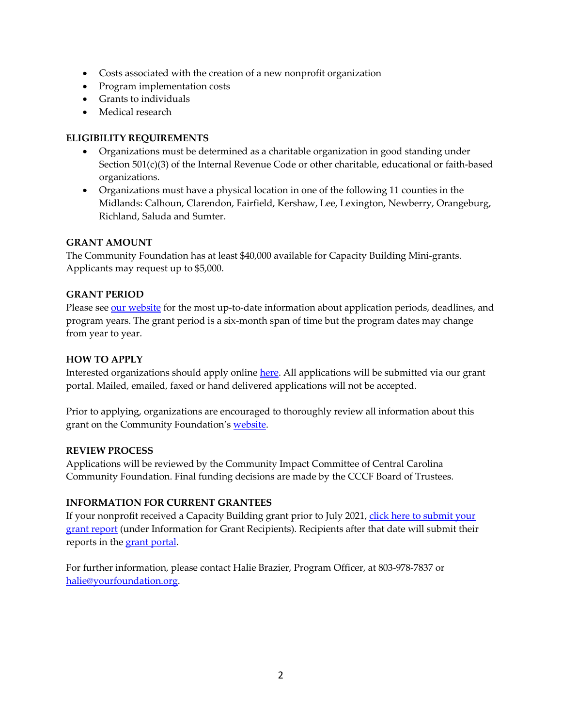- Costs associated with the creation of a new nonprofit organization
- Program implementation costs
- Grants to individuals
- Medical research

**ELIGIBILITY REQUIREMENTS**

- Organizations must be determined as a charitable organization in good standing under Section 501(c)(3) of the Internal Revenue Code or other charitable, educational or faith-based organizations.
- Organizations must have a physical location in one of the following 11 counties in the Midlands: Calhoun, Clarendon, Fairfield, Kershaw, Lee, Lexington, Newberry, Orangeburg, Richland, Saluda and Sumter.

**GRANT AMOUNT**

The Community Foundation has at least $40,000 available for Capacity Building Mini-grants. Applicants may request up to $5,000.

**GRANT PERIOD**

Please see our website for the most up-to-date information about application periods, deadlines, and program years. The grant period is a six-month span of time but the program dates may change from year to year.

**HOW TO APPLY**

Interested organizations should apply online here. All applications will be submitted via our grant portal. Mailed, emailed, faxed or hand delivered applications will not be accepted.

Prior to applying, organizations are encouraged to thoroughly review all information about this grant on the Community Foundation's website.

**REVIEW PROCESS**

Applications will be reviewed by the Community Impact Committee of Central Carolina Community Foundation. Final funding decisions are made by the CCCF Board of Trustees.

**INFORMATION FOR CURRENT GRANTEES**

If your nonprofit received a Capacity Building grant prior to July 2021, click here to submit your grant report (under Information for Grant Recipients). Recipients after that date will submit their reports in the grant portal.

For further information, please contact Halie Brazier, Program Officer, at 803-978-7837 or halie@yourfoundation.org.